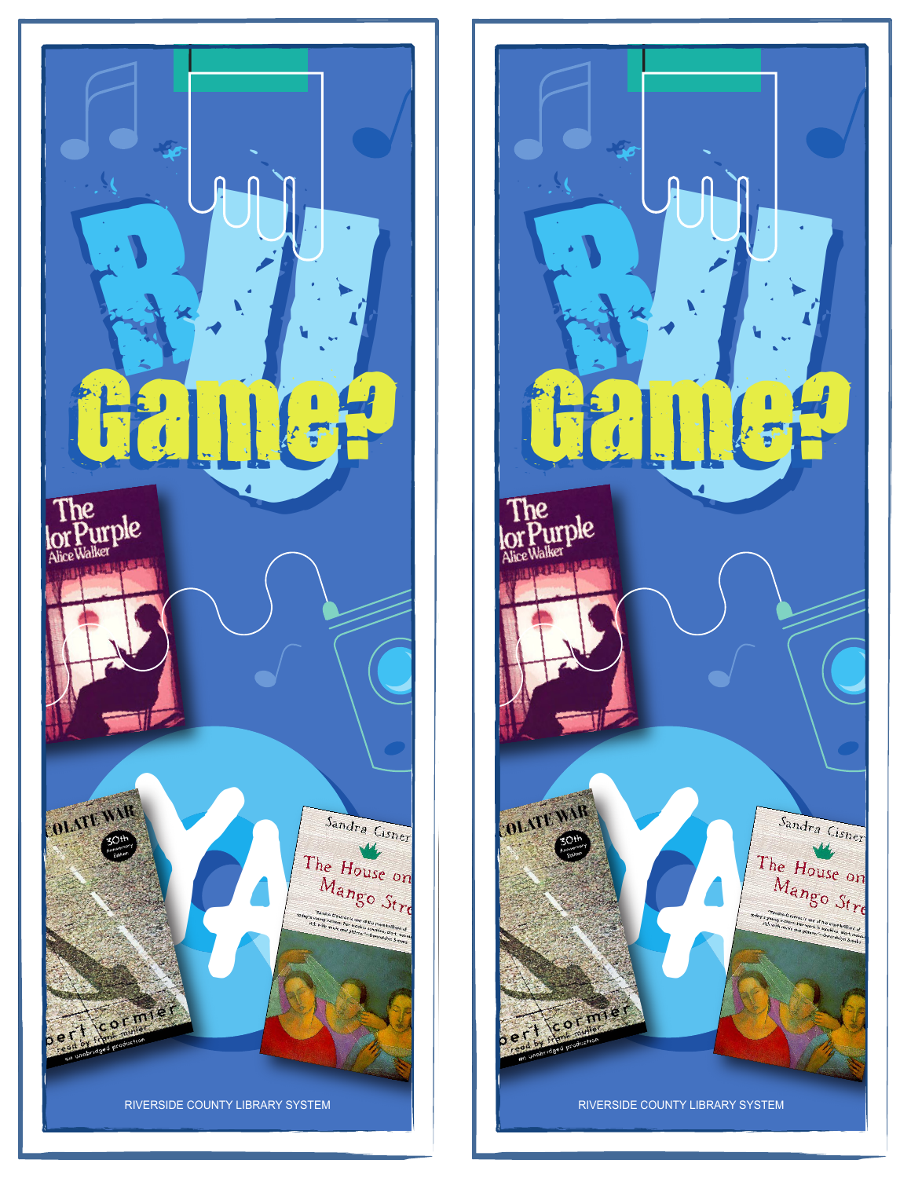R U Game?

YA

RIVERSIDE COUNTY LIBRARY SYSTEM

R U Game?

YA

RIVERSIDE COUNTY LIBRARY SYSTEM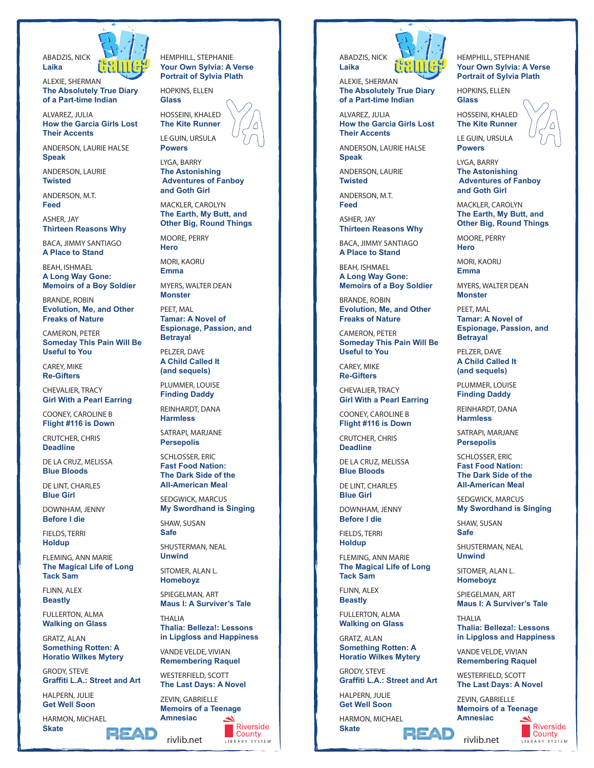B.U. Game? YA

ABADZIS, NICK
**Laika**

ALEXIE, SHERMAN
**The Absolutely True Diary of a Part-time Indian**

ALVAREZ, JULIA
**How the Garcia Girls Lost Their Accents**

ANDERSON, LAURIE HALSE
**Speak**

ANDERSON, LAURIE
**Twisted**

ANDERSON, M.T.
**Feed**

ASHER, JAY
**Thirteen Reasons Why**

BACA, JIMMY SANTIAGO
**A Place to Stand**

BEAH, ISHMAEL
**A Long Way Gone: Memoirs of a Boy Soldier**

BRANDE, ROBIN
**Evolution, Me, and Other Freaks of Nature**

CAMERON, PETER
**Someday This Pain Will Be Useful to You**

CAREY, MIKE
**Re-Gifters**

CHEVALIER, TRACY
**Girl With a Pearl Earring**

COONEY, CAROLINE B
**Flight #116 is Down**

CRUTCHER, CHRIS
**Deadline**

DE LA CRUZ, MELISSA
**Blue Bloods**

DE LINT, CHARLES
**Blue Girl**

DOWNHAM, JENNY
**Before I die**

FIELDS, TERRI
**Holdup**

FLEMING, ANN MARIE
**The Magical Life of Long Tack Sam**

FLINN, ALEX
**Beastly**

FULLERTON, ALMA
**Walking on Glass**

GRATZ, ALAN
**Something Rotten: A Horatio Wilkes Mytery**

GRODY, STEVE
**Graffiti L.A.: Street and Art**

HALPERN, JULIE
**Get Well Soon**

HARMON, MICHAEL
**Skate**

HEMPHILL, STEPHANIE
**Your Own Sylvia: A Verse Portrait of Sylvia Plath**

HOPKINS, ELLEN
**Glass**

HOSSEINI, KHALED
**The Kite Runner**

LE GUIN, URSULA
**Powers**

LYGA, BARRY
**The Astonishing Adventures of Fanboy and Goth Girl**

MACKLER, CAROLYN
**The Earth, My Butt, and Other Big, Round Things**

MOORE, PERRY
**Hero**

MORI, KAORU
**Emma**

MYERS, WALTER DEAN
**Monster**

PEET, MAL
**Tamar: A Novel of Espionage, Passion, and Betrayal**

PELZER, DAVE
**A Child Called It (and sequels)**

PLUMMER, LOUISE
**Finding Daddy**

REINHARDT, DANA
**Harmless**

SATRAPI, MARJANE
**Persepolis**

SCHLOSSER, ERIC
**Fast Food Nation: The Dark Side of the All-American Meal**

SEDGWICK, MARCUS
**My Swordhand is Singing**

SHAW, SUSAN
**Safe**

SHUSTERMAN, NEAL
**Unwind**

SITOMER, ALAN L.
**Homeboyz**

SPIEGELMAN, ART
**Maus I: A Surviver's Tale**

THALIA
**Thalia: Belleza!: Lessons in Lipgloss and Happiness**

VANDE VELDE, VIVIAN
**Remembering Raquel**

WESTERFIELD, SCOTT
**The Last Days: A Novel**

ZEVIN, GABRIELLE
**Memoirs of a Teenage Amnesiac**

READ

rivlib.net

Riverside County LIBRARY SYSTEM

---

B.U. Game? YA

ABADZIS, NICK
**Laika**

ALEXIE, SHERMAN
**The Absolutely True Diary of a Part-time Indian**

ALVAREZ, JULIA
**How the Garcia Girls Lost Their Accents**

ANDERSON, LAURIE HALSE
**Speak**

ANDERSON, LAURIE
**Twisted**

ANDERSON, M.T.
**Feed**

ASHER, JAY
**Thirteen Reasons Why**

BACA, JIMMY SANTIAGO
**A Place to Stand**

BEAH, ISHMAEL
**A Long Way Gone: Memoirs of a Boy Soldier**

BRANDE, ROBIN
**Evolution, Me, and Other Freaks of Nature**

CAMERON, PETER
**Someday This Pain Will Be Useful to You**

CAREY, MIKE
**Re-Gifters**

CHEVALIER, TRACY
**Girl With a Pearl Earring**

COONEY, CAROLINE B
**Flight #116 is Down**

CRUTCHER, CHRIS
**Deadline**

DE LA CRUZ, MELISSA
**Blue Bloods**

DE LINT, CHARLES
**Blue Girl**

DOWNHAM, JENNY
**Before I die**

FIELDS, TERRI
**Holdup**

FLEMING, ANN MARIE
**The Magical Life of Long Tack Sam**

FLINN, ALEX
**Beastly**

FULLERTON, ALMA
**Walking on Glass**

GRATZ, ALAN
**Something Rotten: A Horatio Wilkes Mytery**

GRODY, STEVE
**Graffiti L.A.: Street and Art**

HALPERN, JULIE
**Get Well Soon**

HARMON, MICHAEL
**Skate**

HEMPHILL, STEPHANIE
**Your Own Sylvia: A Verse Portrait of Sylvia Plath**

HOPKINS, ELLEN
**Glass**

HOSSEINI, KHALED
**The Kite Runner**

LE GUIN, URSULA
**Powers**

LYGA, BARRY
**The Astonishing Adventures of Fanboy and Goth Girl**

MACKLER, CAROLYN
**The Earth, My Butt, and Other Big, Round Things**

MOORE, PERRY
**Hero**

MORI, KAORU
**Emma**

MYERS, WALTER DEAN
**Monster**

PEET, MAL
**Tamar: A Novel of Espionage, Passion, and Betrayal**

PELZER, DAVE
**A Child Called It (and sequels)**

PLUMMER, LOUISE
**Finding Daddy**

REINHARDT, DANA
**Harmless**

SATRAPI, MARJANE
**Persepolis**

SCHLOSSER, ERIC
**Fast Food Nation: The Dark Side of the All-American Meal**

SEDGWICK, MARCUS
**My Swordhand is Singing**

SHAW, SUSAN
**Safe**

SHUSTERMAN, NEAL
**Unwind**

SITOMER, ALAN L.
**Homeboyz**

SPIEGELMAN, ART
**Maus I: A Surviver's Tale**

THALIA
**Thalia: Belleza!: Lessons in Lipgloss and Happiness**

VANDE VELDE, VIVIAN
**Remembering Raquel**

WESTERFIELD, SCOTT
**The Last Days: A Novel**

ZEVIN, GABRIELLE
**Memoirs of a Teenage Amnesiac**

READ

rivlib.net

Riverside County LIBRARY SYSTEM